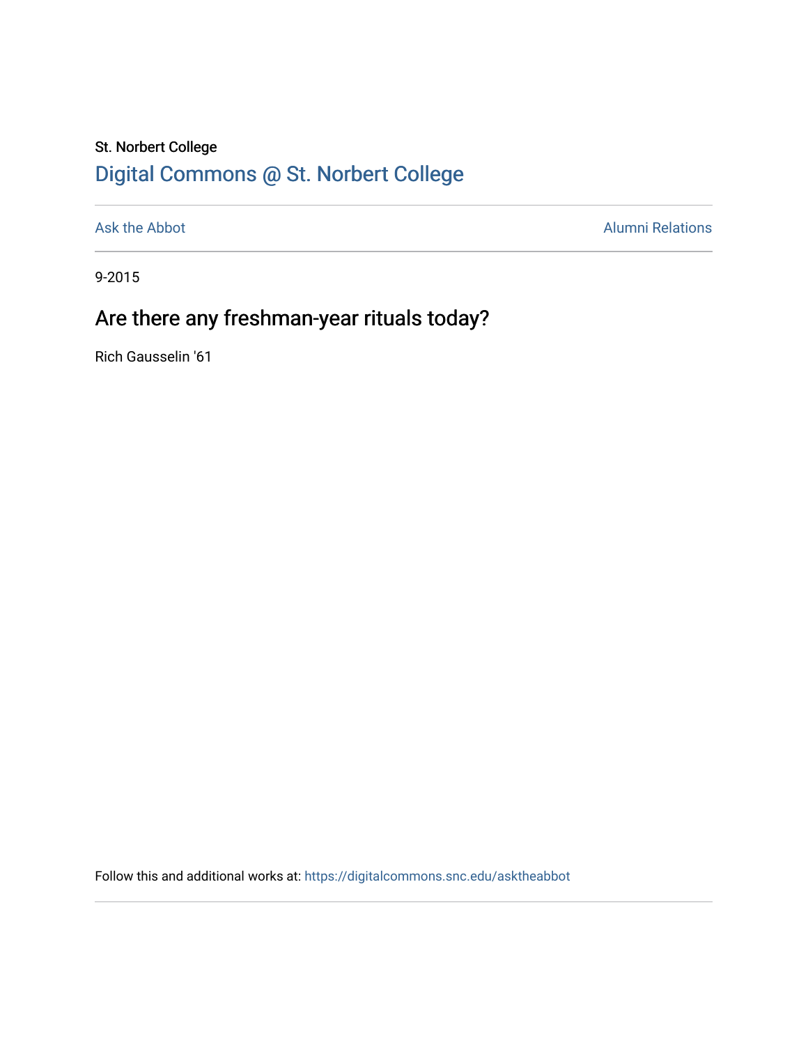St. Norbert College

# Digital Commons @ St. Norbert College

Ask the Abbot

Alumni Relations

9-2015

## Are there any freshman-year rituals today?

Rich Gausselin '61

Follow this and additional works at: https://digitalcommons.snc.edu/asktheabbot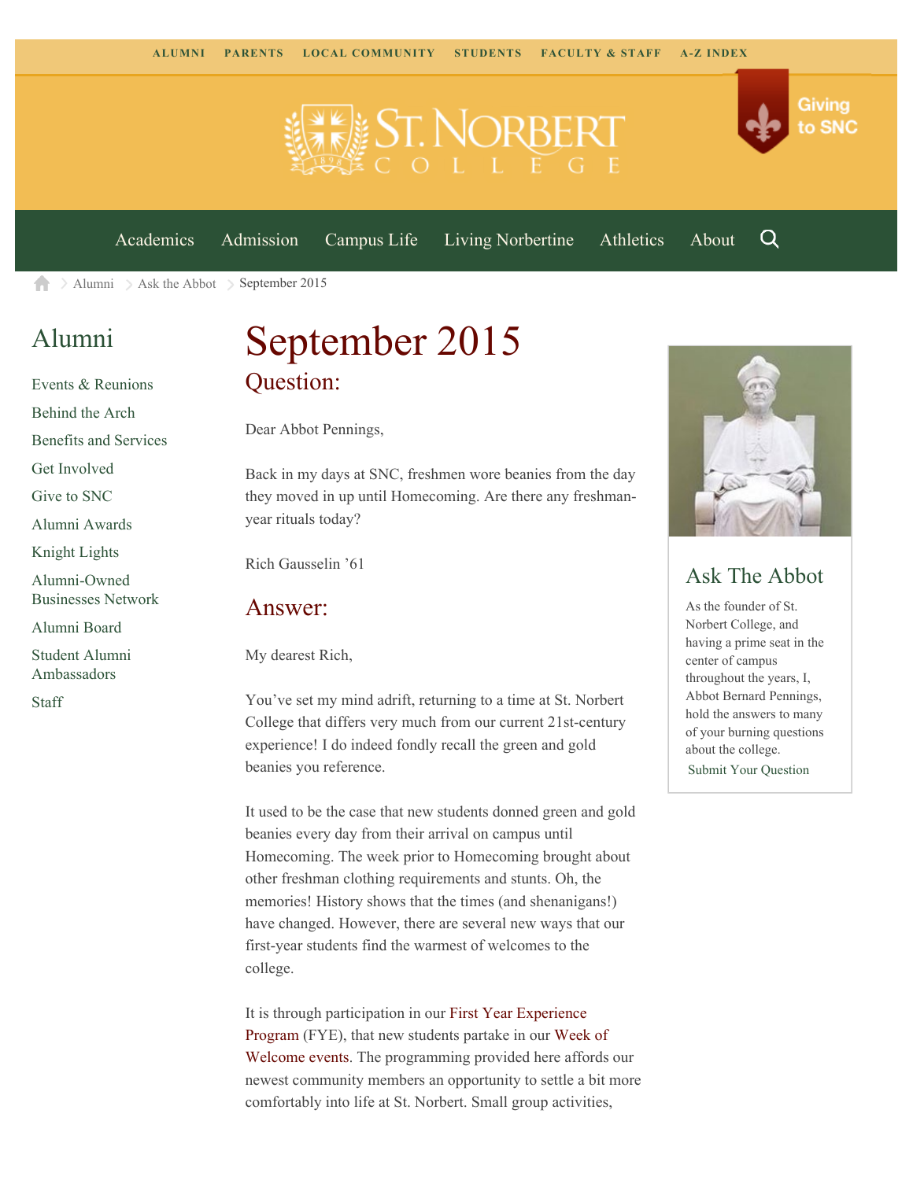ALUMNI PARENTS LOCAL COMMUNITY STUDENTS FACULTY & STAFF A-Z INDEX

Giving to SNC

Academics Admission Campus Life Living Norbertine Athletics About

Alumni > Ask the Abbot > September 2015

## Alumni

- Events & Reunions
- Behind the Arch
- Benefits and Services
- Get Involved
- Give to SNC
- Alumni Awards
- Knight Lights
- Alumni-Owned Businesses Network
- Alumni Board
- Student Alumni Ambassadors
- Staff

# September 2015

## Question:

Dear Abbot Pennings,

Back in my days at SNC, freshmen wore beanies from the day they moved in up until Homecoming. Are there any freshman-year rituals today?

Rich Gausselin '61

## Answer:

My dearest Rich,

You've set my mind adrift, returning to a time at St. Norbert College that differs very much from our current 21st-century experience! I do indeed fondly recall the green and gold beanies you reference.

It used to be the case that new students donned green and gold beanies every day from their arrival on campus until Homecoming. The week prior to Homecoming brought about other freshman clothing requirements and stunts. Oh, the memories! History shows that the times (and shenanigans!) have changed. However, there are several new ways that our first-year students find the warmest of welcomes to the college.

It is through participation in our First Year Experience Program (FYE), that new students partake in our Week of Welcome events. The programming provided here affords our newest community members an opportunity to settle a bit more comfortably into life at St. Norbert. Small group activities,

## Ask The Abbot

As the founder of St. Norbert College, and having a prime seat in the center of campus throughout the years, I, Abbot Bernard Pennings, hold the answers to many of your burning questions about the college.

Submit Your Question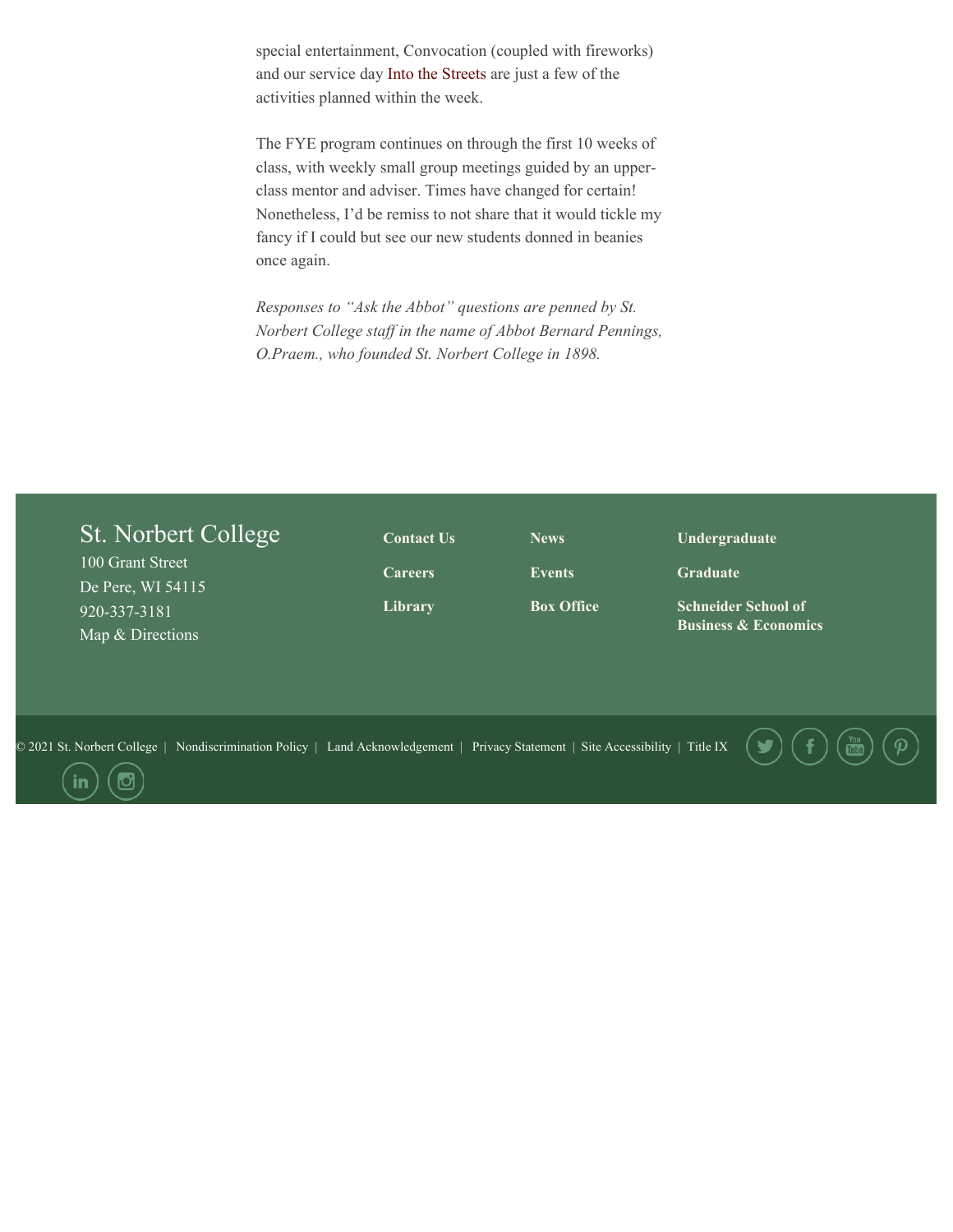special entertainment, Convocation (coupled with fireworks) and our service day Into the Streets are just a few of the activities planned within the week.

The FYE program continues on through the first 10 weeks of class, with weekly small group meetings guided by an upper-class mentor and adviser. Times have changed for certain! Nonetheless, I'd be remiss to not share that it would tickle my fancy if I could but see our new students donned in beanies once again.

*Responses to "Ask the Abbot" questions are penned by St. Norbert College staff in the name of Abbot Bernard Pennings, O.Praem., who founded St. Norbert College in 1898.*

St. Norbert College
100 Grant Street
De Pere, WI 54115
920-337-3181
Map & Directions

**Contact Us**
**Careers**
**Library**

**News**
**Events**
**Box Office**

**Undergraduate**
**Graduate**
**Schneider School of Business & Economics**

© 2021 St. Norbert College | Nondiscrimination Policy | Land Acknowledgement | Privacy Statement | Site Accessibility | Title IX